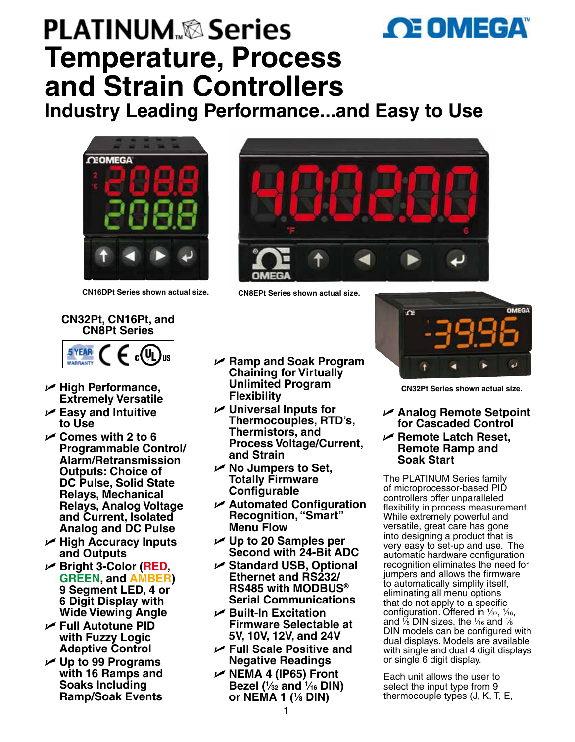# PLATINUM™ Series

# Temperature, Process and Strain Controllers

## Industry Leading Performance...and Easy to Use

CN16DPt Series shown actual size.

CN8EPt Series shown actual size.

CN32Pt Series shown actual size.

**CN32Pt, CN16Pt, and CN8Pt Series**

- **High Performance, Extremely Versatile**
- **Easy and Intuitive to Use**
- **Comes with 2 to 6 Programmable Control/ Alarm/Retransmission Outputs: Choice of DC Pulse, Solid State Relays, Mechanical Relays, Analog Voltage and Current, Isolated Analog and DC Pulse**
- **High Accuracy Inputs and Outputs**
- **Bright 3-Color (RED, GREEN, and AMBER) 9 Segment LED, 4 or 6 Digit Display with Wide Viewing Angle**
- **Full Autotune PID with Fuzzy Logic Adaptive Control**
- **Up to 99 Programs with 16 Ramps and Soaks Including Ramp/Soak Events**
- **Ramp and Soak Program Chaining for Virtually Unlimited Program Flexibility**
- **Universal Inputs for Thermocouples, RTD's, Thermistors, and Process Voltage/Current, and Strain**
- **No Jumpers to Set, Totally Firmware Configurable**
- **Automated Configuration Recognition, "Smart" Menu Flow**
- **Up to 20 Samples per Second with 24-Bit ADC**
- **Standard USB, Optional Ethernet and RS232/ RS485 with MODBUS® Serial Communications**
- **Built-In Excitation Firmware Selectable at 5V, 10V, 12V, and 24V**
- **Full Scale Positive and Negative Readings**
- **NEMA 4 (IP65) Front Bezel (1/32 and 1/16 DIN) or NEMA 1 (1/8 DIN)**
- **Analog Remote Setpoint for Cascaded Control**
- **Remote Latch Reset, Remote Ramp and Soak Start**

The PLATINUM Series family of microprocessor-based PID controllers offer unparalleled flexibility in process measurement. While extremely powerful and versatile, great care has gone into designing a product that is very easy to set-up and use. The automatic hardware configuration recognition eliminates the need for jumpers and allows the firmware to automatically simplify itself, eliminating all menu options that do not apply to a specific configuration. Offered in 1/32, 1/16, and 1/8 DIN sizes, the 1/16 and 1/8 DIN models can be configured with dual displays. Models are available with single and dual 4 digit displays or single 6 digit display.

Each unit allows the user to select the input type from 9 thermocouple types (J, K, T, E,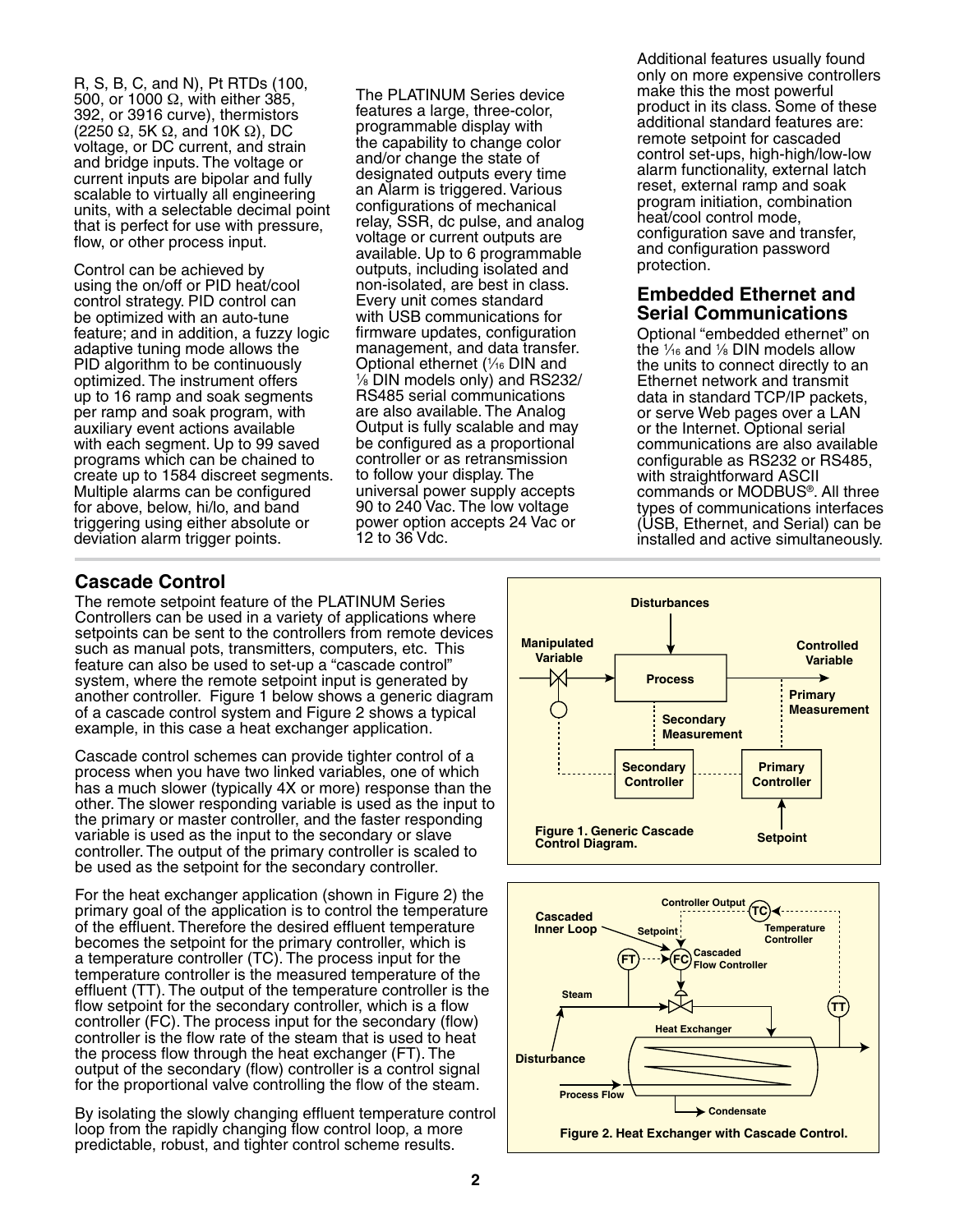R, S, B, C, and N), Pt RTDs (100, 500, or 1000 Ω, with either 385, 392, or 3916 curve), thermistors (2250 Ω, 5K Ω, and 10K Ω), DC voltage, or DC current, and strain and bridge inputs. The voltage or current inputs are bipolar and fully scalable to virtually all engineering units, with a selectable decimal point that is perfect for use with pressure, flow, or other process input.

Control can be achieved by using the on/off or PID heat/cool control strategy. PID control can be optimized with an auto-tune feature; and in addition, a fuzzy logic adaptive tuning mode allows the PID algorithm to be continuously optimized. The instrument offers up to 16 ramp and soak segments per ramp and soak program, with auxiliary event actions available with each segment. Up to 99 saved programs which can be chained to create up to 1584 discreet segments. Multiple alarms can be configured for above, below, hi/lo, and band triggering using either absolute or deviation alarm trigger points.

The PLATINUM Series device features a large, three-color, programmable display with the capability to change color and/or change the state of designated outputs every time an Alarm is triggered. Various configurations of mechanical relay, SSR, dc pulse, and analog voltage or current outputs are available. Up to 6 programmable outputs, including isolated and non-isolated, are best in class. Every unit comes standard with USB communications for firmware updates, configuration management, and data transfer. Optional ethernet (1⁄16 DIN and 1⁄8 DIN models only) and RS232/RS485 serial communications are also available. The Analog Output is fully scalable and may be configured as a proportional controller or as retransmission to follow your display. The universal power supply accepts 90 to 240 Vac. The low voltage power option accepts 24 Vac or 12 to 36 Vdc.

Additional features usually found only on more expensive controllers make this the most powerful product in its class. Some of these additional standard features are: remote setpoint for cascaded control set-ups, high-high/low-low alarm functionality, external latch reset, external ramp and soak program initiation, combination heat/cool control mode, configuration save and transfer, and configuration password protection.

## Embedded Ethernet and Serial Communications

Optional "embedded ethernet" on the 1⁄16 and 1⁄8 DIN models allow the units to connect directly to an Ethernet network and transmit data in standard TCP/IP packets, or serve Web pages over a LAN or the Internet. Optional serial communications are also available configurable as RS232 or RS485, with straightforward ASCII commands or MODBUS®. All three types of communications interfaces (USB, Ethernet, and Serial) can be installed and active simultaneously.

## Cascade Control

The remote setpoint feature of the PLATINUM Series Controllers can be used in a variety of applications where setpoints can be sent to the controllers from remote devices such as manual pots, transmitters, computers, etc. This feature can also be used to set-up a "cascade control" system, where the remote setpoint input is generated by another controller. Figure 1 below shows a generic diagram of a cascade control system and Figure 2 shows a typical example, in this case a heat exchanger application.

Cascade control schemes can provide tighter control of a process when you have two linked variables, one of which has a much slower (typically 4X or more) response than the other. The slower responding variable is used as the input to the primary or master controller, and the faster responding variable is used as the input to the secondary or slave controller. The output of the primary controller is scaled to be used as the setpoint for the secondary controller.

For the heat exchanger application (shown in Figure 2) the primary goal of the application is to control the temperature of the effluent. Therefore the desired effluent temperature becomes the setpoint for the primary controller, which is a temperature controller (TC). The process input for the temperature controller is the measured temperature of the effluent (TT). The output of the temperature controller is the flow setpoint for the secondary controller, which is a flow controller (FC). The process input for the secondary (flow) controller is the flow rate of the steam that is used to heat the process flow through the heat exchanger (FT). The output of the secondary (flow) controller is a control signal for the proportional valve controlling the flow of the steam.

By isolating the slowly changing effluent temperature control loop from the rapidly changing flow control loop, a more predictable, robust, and tighter control scheme results.

Disturbances

Manipulated Variable

Process

Controlled Variable

Primary Measurement

Secondary Measurement

Secondary Controller

Primary Controller

Setpoint

**Figure 1. Generic Cascade Control Diagram.**

Cascaded Inner Loop

Controller Output

TC

Temperature Controller

Setpoint

FT

FC

Cascaded Flow Controller

Steam

TT

Heat Exchanger

Disturbance

Process Flow

Condensate

**Figure 2. Heat Exchanger with Cascade Control.**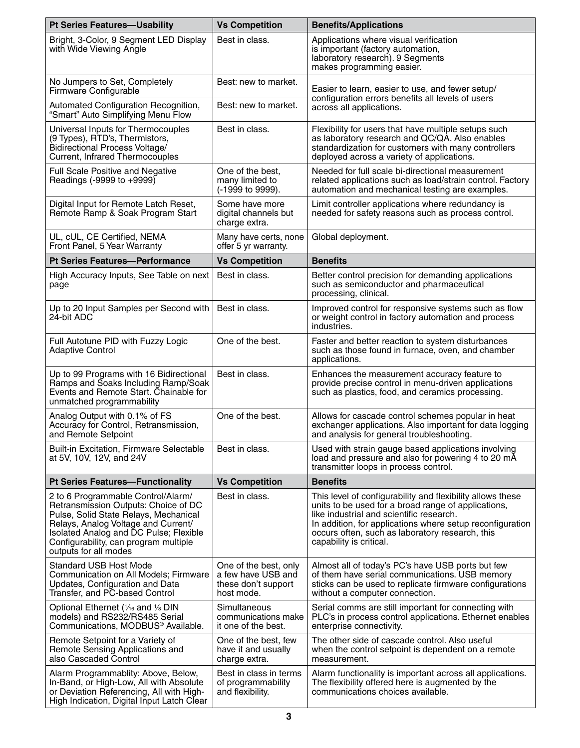| Pt Series Features—Usability | Vs Competition | Benefits/Applications |
|---|---|---|
| Bright, 3-Color, 9 Segment LED Display with Wide Viewing Angle | Best in class. | Applications where visual verification is important (factory automation, laboratory research). 9 Segments makes programming easier. |
| No Jumpers to Set, Completely Firmware Configurable | Best: new to market. | Easier to learn, easier to use, and fewer setup/configuration errors benefits all levels of users across all applications. |
| Automated Configuration Recognition, "Smart" Auto Simplifying Menu Flow | Best: new to market. | |
| Universal Inputs for Thermocouples (9 Types), RTD's, Thermistors, Bidirectional Process Voltage/Current, Infrared Thermocouples | Best in class. | Flexibility for users that have multiple setups such as laboratory research and QC/QA. Also enables standardization for customers with many controllers deployed across a variety of applications. |
| Full Scale Positive and Negative Readings (-9999 to +9999) | One of the best, many limited to (-1999 to 9999). | Needed for full scale bi-directional measurement related applications such as load/strain control. Factory automation and mechanical testing are examples. |
| Digital Input for Remote Latch Reset, Remote Ramp & Soak Program Start | Some have more digital channels but charge extra. | Limit controller applications where redundancy is needed for safety reasons such as process control. |
| UL, cUL, CE Certified, NEMA Front Panel, 5 Year Warranty | Many have certs, none offer 5 yr warranty. | Global deployment. |
| **Pt Series Features—Performance** | **Vs Competition** | **Benefits** |
| High Accuracy Inputs, See Table on next page | Best in class. | Better control precision for demanding applications such as semiconductor and pharmaceutical processing, clinical. |
| Up to 20 Input Samples per Second with 24-bit ADC | Best in class. | Improved control for responsive systems such as flow or weight control in factory automation and process industries. |
| Full Autotune PID with Fuzzy Logic Adaptive Control | One of the best. | Faster and better reaction to system disturbances such as those found in furnace, oven, and chamber applications. |
| Up to 99 Programs with 16 Bidirectional Ramps and Soaks Including Ramp/Soak Events and Remote Start. Chainable for unmatched programmability | Best in class. | Enhances the measurement accuracy feature to provide precise control in menu-driven applications such as plastics, food, and ceramics processing. |
| Analog Output with 0.1% of FS Accuracy for Control, Retransmission, and Remote Setpoint | One of the best. | Allows for cascade control schemes popular in heat exchanger applications. Also important for data logging and analysis for general troubleshooting. |
| Built-in Excitation, Firmware Selectable at 5V, 10V, 12V, and 24V | Best in class. | Used with strain gauge based applications involving load and pressure and also for powering 4 to 20 mA transmitter loops in process control. |
| **Pt Series Features—Functionality** | **Vs Competition** | **Benefits** |
| 2 to 6 Programmable Control/Alarm/Retransmission Outputs: Choice of DC Pulse, Solid State Relays, Mechanical Relays, Analog Voltage and Current/Isolated Analog and DC Pulse; Flexible Configurability, can program multiple outputs for all modes | Best in class. | This level of configurability and flexibility allows these units to be used for a broad range of applications, like industrial and scientific research. In addition, for applications where setup reconfiguration occurs often, such as laboratory research, this capability is critical. |
| Standard USB Host Mode Communication on All Models; Firmware Updates, Configuration and Data Transfer, and PC-based Control | One of the best, only a few have USB and these don't support host mode. | Almost all of today's PC's have USB ports but few of them have serial communications. USB memory sticks can be used to replicate firmware configurations without a computer connection. |
| Optional Ethernet (1/16 and 1/8 DIN models) and RS232/RS485 Serial Communications, MODBUS® Available. | Simultaneous communications make it one of the best. | Serial comms are still important for connecting with PLC's in process control applications. Ethernet enables enterprise connectivity. |
| Remote Setpoint for a Variety of Remote Sensing Applications and also Cascaded Control | One of the best, few have it and usually charge extra. | The other side of cascade control. Also useful when the control setpoint is dependent on a remote measurement. |
| Alarm Programmablity: Above, Below, In-Band, or High-Low, All with Absolute or Deviation Referencing, All with High-High Indication, Digital Input Latch Clear | Best in class in terms of programmability and flexibility. | Alarm functionality is important across all applications. The flexibility offered here is augmented by the communications choices available. |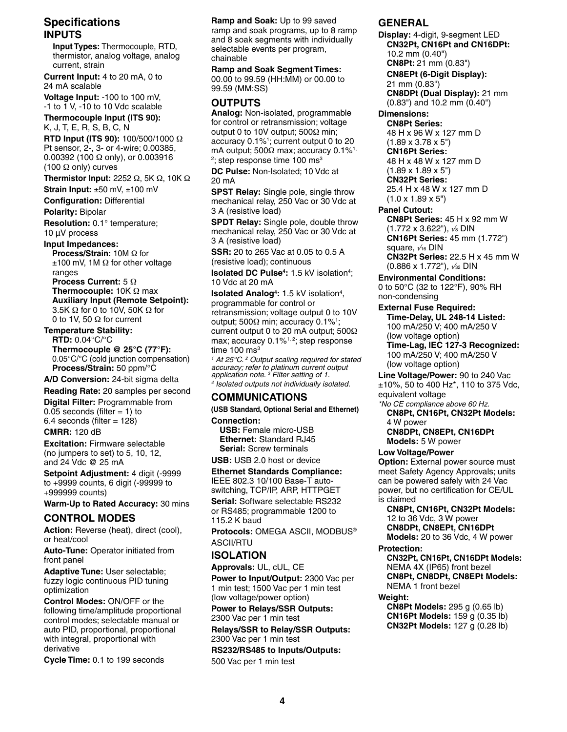## Specifications

### INPUTS

**Input Types:** Thermocouple, RTD, thermistor, analog voltage, analog current, strain

**Current Input:** 4 to 20 mA, 0 to 24 mA scalable

**Voltage Input:** -100 to 100 mV, -1 to 1 V, -10 to 10 Vdc scalable

**Thermocouple Input (ITS 90):** K, J, T, E, R, S, B, C, N

**RTD Input (ITS 90):** 100/500/1000 Ω Pt sensor, 2-, 3- or 4-wire; 0.00385, 0.00392 (100 Ω only), or 0.003916 (100 Ω only) curves

**Thermistor Input:** 2252 Ω, 5K Ω, 10K Ω

**Strain Input:** ±50 mV, ±100 mV

**Configuration:** Differential

**Polarity:** Bipolar

**Resolution:** 0.1° temperature; 10 µV process

**Input Impedances:**
- **Process/Strain:** 10M Ω for ±100 mV, 1M Ω for other voltage ranges
- **Process Current:** 5 Ω
- **Thermocouple:** 10K Ω max
- **Auxiliary Input (Remote Setpoint):** 3.5K Ω for 0 to 10V, 50K Ω for 0 to 1V, 50 Ω for current

**Temperature Stability:**
- **RTD:** 0.04°C/°C
- **Thermocouple @ 25°C (77°F):** 0.05°C/°C (cold junction compensation)
- **Process/Strain:** 50 ppm/°C

**A/D Conversion:** 24-bit sigma delta

**Reading Rate:** 20 samples per second

**Digital Filter:** Programmable from 0.05 seconds (filter = 1) to 6.4 seconds (filter = 128)

**CMRR:** 120 dB

**Excitation:** Firmware selectable (no jumpers to set) to 5, 10, 12, and 24 Vdc @ 25 mA

**Setpoint Adjustment:** 4 digit (-9999 to +9999 counts, 6 digit (-99999 to +999999 counts)

**Warm-Up to Rated Accuracy:** 30 mins

### CONTROL MODES

**Action:** Reverse (heat), direct (cool), or heat/cool

**Auto-Tune:** Operator initiated from front panel

**Adaptive Tune:** User selectable; fuzzy logic continuous PID tuning optimization

**Control Modes:** ON/OFF or the following time/amplitude proportional control modes; selectable manual or auto PID, proportional, proportional with integral, proportional with derivative

**Cycle Time:** 0.1 to 199 seconds

**Ramp and Soak:** Up to 99 saved ramp and soak programs, up to 8 ramp and 8 soak segments with individually selectable events per program, chainable

**Ramp and Soak Segment Times:** 00.00 to 99.59 (HH:MM) or 00.00 to 99.59 (MM:SS)

### OUTPUTS

**Analog:** Non-isolated, programmable for control or retransmission; voltage output 0 to 10V output; 500Ω min; accuracy 0.1%[1]; current output 0 to 20 mA output; 500Ω max; accuracy 0.1%[1,2]; step response time 100 ms[3]

**DC Pulse:** Non-Isolated; 10 Vdc at 20 mA

**SPST Relay:** Single pole, single throw mechanical relay, 250 Vac or 30 Vdc at 3 A (resistive load)

**SPDT Relay:** Single pole, double throw mechanical relay, 250 Vac or 30 Vdc at 3 A (resistive load)

**SSR:** 20 to 265 Vac at 0.05 to 0.5 A (resistive load); continuous

**Isolated DC Pulse[4]:** 1.5 kV isolation[4]; 10 Vdc at 20 mA

**Isolated Analog[4]:** 1.5 kV isolation[4], programmable for control or retransmission; voltage output 0 to 10V output; 500Ω min; accuracy 0.1%[1]; current output 0 to 20 mA output; 500Ω max; accuracy 0.1%[1,2]; step response time 100 ms[3]

*[1] At 25°C. [2] Output scaling required for stated accuracy; refer to platinum current output application note. [3] Filter setting of 1. [4] Isolated outputs not individually isolated.*

### COMMUNICATIONS

**(USB Standard, Optional Serial and Ethernet)**

**Connection:**
- **USB:** Female micro-USB
- **Ethernet:** Standard RJ45
- **Serial:** Screw terminals

**USB:** USB 2.0 host or device

**Ethernet Standards Compliance:** IEEE 802.3 10/100 Base-T auto-switching, TCP/IP, ARP, HTTPGET

**Serial:** Software selectable RS232 or RS485; programmable 1200 to 115.2 K baud

**Protocols:** OMEGA ASCII, MODBUS® ASCII/RTU

### ISOLATION

**Approvals:** UL, cUL, CE

**Power to Input/Output:** 2300 Vac per 1 min test; 1500 Vac per 1 min test (low voltage/power option)

**Power to Relays/SSR Outputs:** 2300 Vac per 1 min test

**Relays/SSR to Relay/SSR Outputs:** 2300 Vac per 1 min test

**RS232/RS485 to Inputs/Outputs:** 500 Vac per 1 min test

### GENERAL

**Display:** 4-digit, 9-segment LED
- **CN32Pt, CN16Pt and CN16DPt:** 10.2 mm (0.40")
- **CN8Pt:** 21 mm (0.83")
- **CN8EPt (6-Digit Display):** 21 mm (0.83")
- **CN8DPt (Dual Display):** 21 mm (0.83") and 10.2 mm (0.40")

**Dimensions:**
- **CN8Pt Series:** 48 H x 96 W x 127 mm D (1.89 x 3.78 x 5")
- **CN16Pt Series:** 48 H x 48 W x 127 mm D (1.89 x 1.89 x 5")
- **CN32Pt Series:** 25.4 H x 48 W x 127 mm D (1.0 x 1.89 x 5")

**Panel Cutout:**
- **CN8Pt Series:** 45 H x 92 mm W (1.772 x 3.622"), 1⁄8 DIN
- **CN16Pt Series:** 45 mm (1.772") square, 1⁄16 DIN
- **CN32Pt Series:** 22.5 H x 45 mm W (0.886 x 1.772"), 1⁄32 DIN

**Environmental Conditions:** 0 to 50°C (32 to 122°F), 90% RH non-condensing

**External Fuse Required:**
- **Time-Delay, UL 248-14 Listed:** 100 mA/250 V; 400 mA/250 V (low voltage option)
- **Time-Lag, IEC 127-3 Recognized:** 100 mA/250 V; 400 mA/250 V (low voltage option)

**Line Voltage/Power:** 90 to 240 Vac ±10%, 50 to 400 Hz*, 110 to 375 Vdc, equivalent voltage

*\*No CE compliance above 60 Hz.*
- **CN8Pt, CN16Pt, CN32Pt Models:** 4 W power
- **CN8DPt, CN8EPt, CN16DPt Models:** 5 W power

**Low Voltage/Power Option:** External power source must meet Safety Agency Approvals; units can be powered safely with 24 Vac power, but no certification for CE/UL is claimed
- **CN8Pt, CN16Pt, CN32Pt Models:** 12 to 36 Vdc, 3 W power
- **CN8DPt, CN8EPt, CN16DPt Models:** 20 to 36 Vdc, 4 W power

**Protection:**
- **CN32Pt, CN16Pt, CN16DPt Models:** NEMA 4X (IP65) front bezel
- **CN8Pt, CN8DPt, CN8EPt Models:** NEMA 1 front bezel

**Weight:**
- **CN8Pt Models:** 295 g (0.65 lb)
- **CN16Pt Models:** 159 g (0.35 lb)
- **CN32Pt Models:** 127 g (0.28 lb)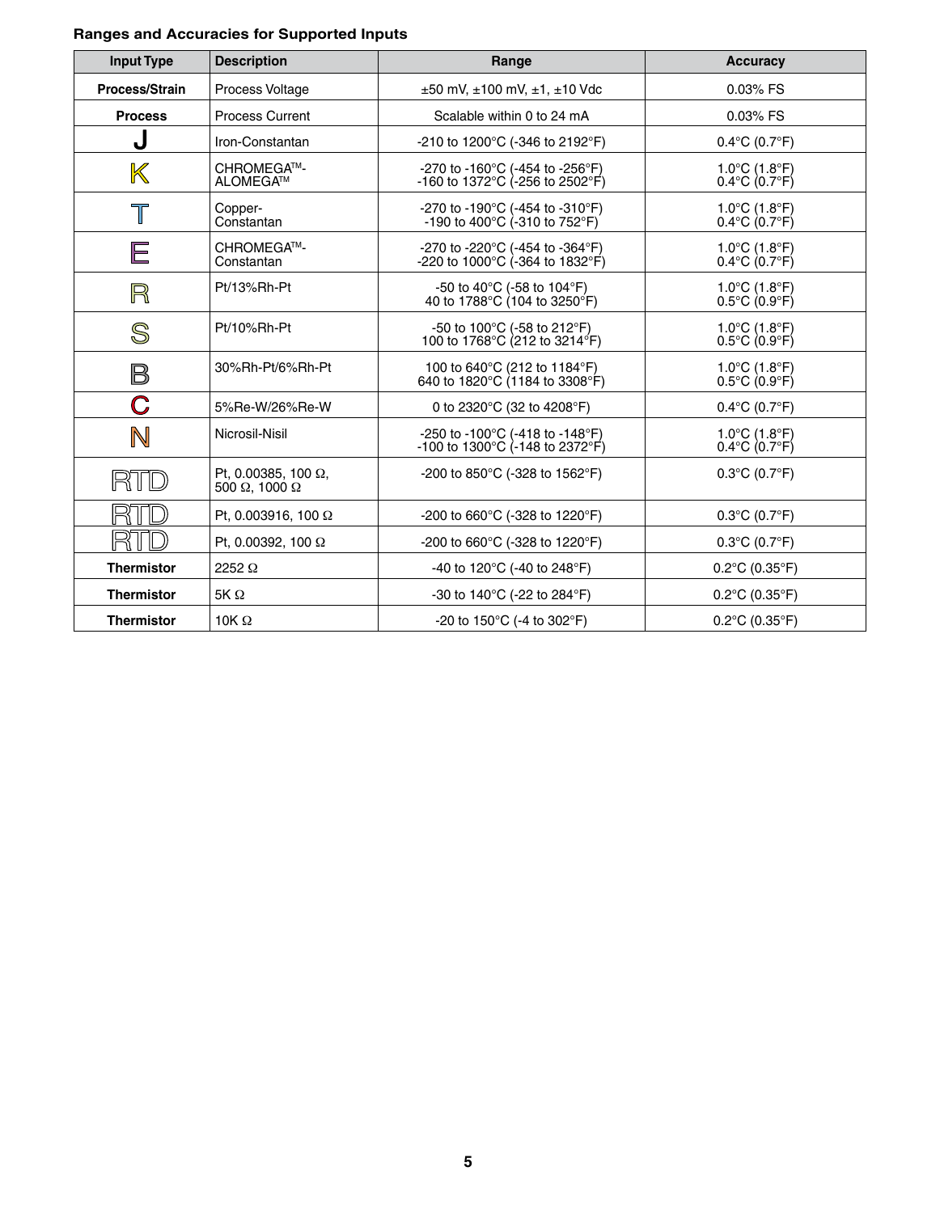### Ranges and Accuracies for Supported Inputs

| Input Type | Description | Range | Accuracy |
|---|---|---|---|
| **Process/Strain** | Process Voltage | ±50 mV, ±100 mV, ±1, ±10 Vdc | 0.03% FS |
| **Process** | Process Current | Scalable within 0 to 24 mA | 0.03% FS |
| **J** | Iron-Constantan | -210 to 1200°C (-346 to 2192°F) | 0.4°C (0.7°F) |
| **K** | CHROMEGA™-ALOMEGA™ | -270 to -160°C (-454 to -256°F)<br>-160 to 1372°C (-256 to 2502°F) | 1.0°C (1.8°F)<br>0.4°C (0.7°F) |
| **T** | Copper-Constantan | -270 to -190°C (-454 to -310°F)<br>-190 to 400°C (-310 to 752°F) | 1.0°C (1.8°F)<br>0.4°C (0.7°F) |
| **E** | CHROMEGA™-Constantan | -270 to -220°C (-454 to -364°F)<br>-220 to 1000°C (-364 to 1832°F) | 1.0°C (1.8°F)<br>0.4°C (0.7°F) |
| **R** | Pt/13%Rh-Pt | -50 to 40°C (-58 to 104°F)<br>40 to 1788°C (104 to 3250°F) | 1.0°C (1.8°F)<br>0.5°C (0.9°F) |
| **S** | Pt/10%Rh-Pt | -50 to 100°C (-58 to 212°F)<br>100 to 1768°C (212 to 3214°F) | 1.0°C (1.8°F)<br>0.5°C (0.9°F) |
| **B** | 30%Rh-Pt/6%Rh-Pt | 100 to 640°C (212 to 1184°F)<br>640 to 1820°C (1184 to 3308°F) | 1.0°C (1.8°F)<br>0.5°C (0.9°F) |
| **C** | 5%Re-W/26%Re-W | 0 to 2320°C (32 to 4208°F) | 0.4°C (0.7°F) |
| **N** | Nicrosil-Nisil | -250 to -100°C (-418 to -148°F)<br>-100 to 1300°C (-148 to 2372°F) | 1.0°C (1.8°F)<br>0.4°C (0.7°F) |
| **RTD** | Pt, 0.00385, 100 Ω, 500 Ω, 1000 Ω | -200 to 850°C (-328 to 1562°F) | 0.3°C (0.7°F) |
| **RTD** | Pt, 0.003916, 100 Ω | -200 to 660°C (-328 to 1220°F) | 0.3°C (0.7°F) |
| **RTD** | Pt, 0.00392, 100 Ω | -200 to 660°C (-328 to 1220°F) | 0.3°C (0.7°F) |
| **Thermistor** | 2252 Ω | -40 to 120°C (-40 to 248°F) | 0.2°C (0.35°F) |
| **Thermistor** | 5K Ω | -30 to 140°C (-22 to 284°F) | 0.2°C (0.35°F) |
| **Thermistor** | 10K Ω | -20 to 150°C (-4 to 302°F) | 0.2°C (0.35°F) |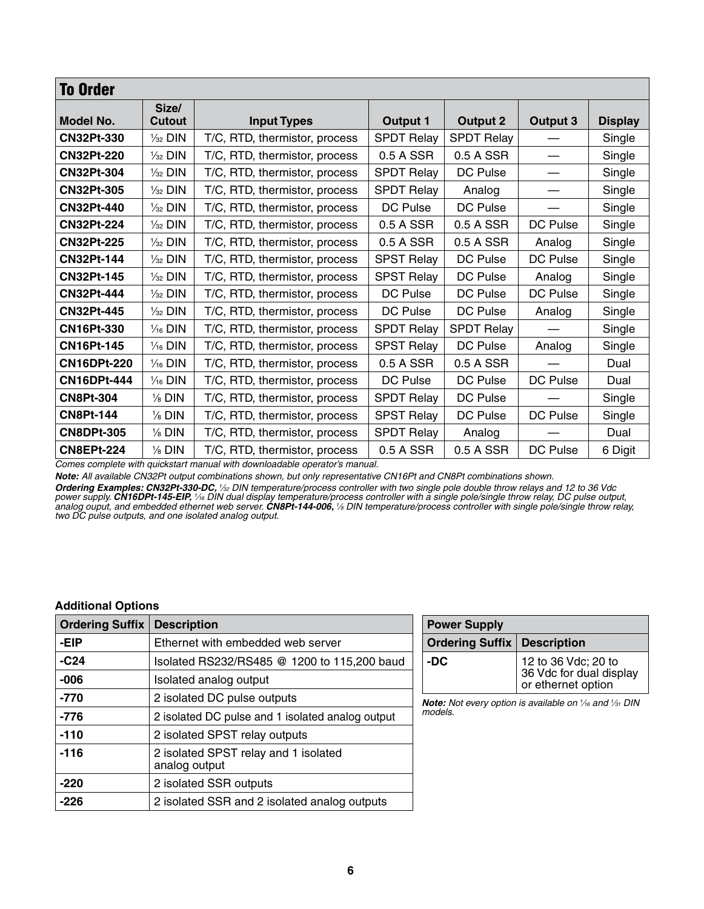## To Order

| Model No. | Size/ Cutout | Input Types | Output 1 | Output 2 | Output 3 | Display |
|---|---|---|---|---|---|---|
| **CN32Pt-330** | 1/32 DIN | T/C, RTD, thermistor, process | SPDT Relay | SPDT Relay | — | Single |
| **CN32Pt-220** | 1/32 DIN | T/C, RTD, thermistor, process | 0.5 A SSR | 0.5 A SSR | — | Single |
| **CN32Pt-304** | 1/32 DIN | T/C, RTD, thermistor, process | SPDT Relay | DC Pulse | — | Single |
| **CN32Pt-305** | 1/32 DIN | T/C, RTD, thermistor, process | SPDT Relay | Analog | — | Single |
| **CN32Pt-440** | 1/32 DIN | T/C, RTD, thermistor, process | DC Pulse | DC Pulse | — | Single |
| **CN32Pt-224** | 1/32 DIN | T/C, RTD, thermistor, process | 0.5 A SSR | 0.5 A SSR | DC Pulse | Single |
| **CN32Pt-225** | 1/32 DIN | T/C, RTD, thermistor, process | 0.5 A SSR | 0.5 A SSR | Analog | Single |
| **CN32Pt-144** | 1/32 DIN | T/C, RTD, thermistor, process | SPST Relay | DC Pulse | DC Pulse | Single |
| **CN32Pt-145** | 1/32 DIN | T/C, RTD, thermistor, process | SPST Relay | DC Pulse | Analog | Single |
| **CN32Pt-444** | 1/32 DIN | T/C, RTD, thermistor, process | DC Pulse | DC Pulse | DC Pulse | Single |
| **CN32Pt-445** | 1/32 DIN | T/C, RTD, thermistor, process | DC Pulse | DC Pulse | Analog | Single |
| **CN16Pt-330** | 1/16 DIN | T/C, RTD, thermistor, process | SPDT Relay | SPDT Relay | — | Single |
| **CN16Pt-145** | 1/16 DIN | T/C, RTD, thermistor, process | SPST Relay | DC Pulse | Analog | Single |
| **CN16DPt-220** | 1/16 DIN | T/C, RTD, thermistor, process | 0.5 A SSR | 0.5 A SSR | — | Dual |
| **CN16DPt-444** | 1/16 DIN | T/C, RTD, thermistor, process | DC Pulse | DC Pulse | DC Pulse | Dual |
| **CN8Pt-304** | 1/8 DIN | T/C, RTD, thermistor, process | SPDT Relay | DC Pulse | — | Single |
| **CN8Pt-144** | 1/8 DIN | T/C, RTD, thermistor, process | SPST Relay | DC Pulse | DC Pulse | Single |
| **CN8DPt-305** | 1/8 DIN | T/C, RTD, thermistor, process | SPDT Relay | Analog | — | Dual |
| **CN8EPt-224** | 1/8 DIN | T/C, RTD, thermistor, process | 0.5 A SSR | 0.5 A SSR | DC Pulse | 6 Digit |

*Comes complete with quickstart manual with downloadable operator's manual.*

***Note:*** *All available CN32Pt output combinations shown, but only representative CN16Pt and CN8Pt combinations shown.*

***Ordering Examples: CN32Pt-330-DC,*** *1/32 DIN temperature/process controller with two single pole double throw relays and 12 to 36 Vdc power supply.* ***CN16DPt-145-EIP,*** *1/16 DIN dual display temperature/process controller with a single pole/single throw relay, DC pulse output, analog ouput, and embedded ethernet web server.* ***CN8Pt-144-006,*** *1/8 DIN temperature/process controller with single pole/single throw relay, two DC pulse outputs, and one isolated analog output.*

### Additional Options

| Ordering Suffix | Description |
|---|---|
| **-EIP** | Ethernet with embedded web server |
| **-C24** | Isolated RS232/RS485 @ 1200 to 115,200 baud |
| **-006** | Isolated analog output |
| **-770** | 2 isolated DC pulse outputs |
| **-776** | 2 isolated DC pulse and 1 isolated analog output |
| **-110** | 2 isolated SPST relay outputs |
| **-116** | 2 isolated SPST relay and 1 isolated analog output |
| **-220** | 2 isolated SSR outputs |
| **-226** | 2 isolated SSR and 2 isolated analog outputs |

| Power Supply | |
|---|---|
| **Ordering Suffix** | **Description** |
| **-DC** | 12 to 36 Vdc; 20 to 36 Vdc for dual display or ethernet option |

***Note:*** *Not every option is available on 1/16 and 1/31 DIN models.*